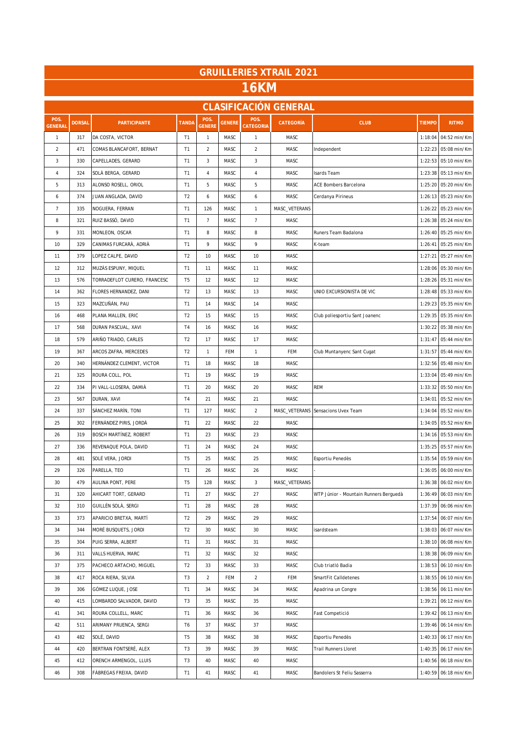# GRUILLERIES XTRAIL 2021

# 16KM

## CLASIFICACIÓN GENERAL

| POS. GENERAL | DORSAL | PARTICIPANTE | TANDA | POS. GENERE | GENERE | POS. CATEGORIA | CATEGORÍA | CLUB | TIEMPO | RITMO |
|---|---|---|---|---|---|---|---|---|---|---|
| 1 | 317 | DA COSTA, VICTOR | T1 | 1 | MASC | 1 | MASC | | 1:18:04 | 04:52 min/Km |
| 2 | 471 | COMAS BLANCAFORT, BERNAT | T1 | 2 | MASC | 2 | MASC | Independent | 1:22:23 | 05:08 min/Km |
| 3 | 330 | CAPELLADES, GERARD | T1 | 3 | MASC | 3 | MASC | | 1:22:53 | 05:10 min/Km |
| 4 | 324 | SOLÀ BERGA, GERARD | T1 | 4 | MASC | 4 | MASC | Isards Team | 1:23:38 | 05:13 min/Km |
| 5 | 313 | ALONSO ROSELL, ORIOL | T1 | 5 | MASC | 5 | MASC | ACE Bombers Barcelona | 1:25:20 | 05:20 min/Km |
| 6 | 374 | JUAN ANGLADA, DAVID | T2 | 6 | MASC | 6 | MASC | Cerdanya Pirineus | 1:26:13 | 05:23 min/Km |
| 7 | 335 | NOGUERA, FERRAN | T1 | 126 | MASC | 1 | MASC_VETERANS | | 1:26:22 | 05:23 min/Km |
| 8 | 321 | RUIZ BASSÓ, DAVID | T1 | 7 | MASC | 7 | MASC | | 1:26:38 | 05:24 min/Km |
| 9 | 331 | MONLEON, OSCAR | T1 | 8 | MASC | 8 | MASC | Runers Team Badalona | 1:26:40 | 05:25 min/Km |
| 10 | 329 | CANIMAS FURCARÀ, ADRIÀ | T1 | 9 | MASC | 9 | MASC | K-team | 1:26:41 | 05:25 min/Km |
| 11 | 379 | LOPEZ CALPE, DAVID | T2 | 10 | MASC | 10 | MASC | | 1:27:21 | 05:27 min/Km |
| 12 | 312 | MUZÁS ESPUNY, MIQUEL | T1 | 11 | MASC | 11 | MASC | | 1:28:06 | 05:30 min/Km |
| 13 | 576 | TORRADEFLOT CURERO, FRANCESC | T5 | 12 | MASC | 12 | MASC | | 1:28:26 | 05:31 min/Km |
| 14 | 362 | FLORES HERNANDEZ, DANI | T2 | 13 | MASC | 13 | MASC | UNIO EXCURSIONISTA DE VIC | 1:28:48 | 05:33 min/Km |
| 15 | 323 | MAZCUÑÁN, PAU | T1 | 14 | MASC | 14 | MASC | | 1:29:23 | 05:35 min/Km |
| 16 | 468 | PLANA MALLEN, ERIC | T2 | 15 | MASC | 15 | MASC | Club poliesportiu Sant Joanenc | 1:29:35 | 05:35 min/Km |
| 17 | 568 | DURAN PASCUAL, XAVI | T4 | 16 | MASC | 16 | MASC | | 1:30:22 | 05:38 min/Km |
| 18 | 579 | ARIÑO TRIADO, CARLES | T2 | 17 | MASC | 17 | MASC | | 1:31:47 | 05:44 min/Km |
| 19 | 367 | ARCOS ZAFRA, MERCEDES | T2 | 1 | FEM | 1 | FEM | Club Muntanyenc Sant Cugat | 1:31:57 | 05:44 min/Km |
| 20 | 340 | HERNÁNDEZ CLEMENT, VICTOR | T1 | 18 | MASC | 18 | MASC | | 1:32:56 | 05:48 min/Km |
| 21 | 325 | ROURA COLL, POL | T1 | 19 | MASC | 19 | MASC | | 1:33:04 | 05:49 min/Km |
| 22 | 334 | PI VALL-LLOSERA, DAMIÀ | T1 | 20 | MASC | 20 | MASC | REM | 1:33:32 | 05:50 min/Km |
| 23 | 567 | DURAN, XAVI | T4 | 21 | MASC | 21 | MASC | | 1:34:01 | 05:52 min/Km |
| 24 | 337 | SÁNCHEZ MARÍN, TONI | T1 | 127 | MASC | 2 | MASC_VETERANS | Sensacions Uvex Team | 1:34:04 | 05:52 min/Km |
| 25 | 302 | FERNÁNDEZ PIRIS, JORDÀ | T1 | 22 | MASC | 22 | MASC | | 1:34:05 | 05:52 min/Km |
| 26 | 319 | BOSCH MARTÍNEZ, ROBERT | T1 | 23 | MASC | 23 | MASC | | 1:34:16 | 05:53 min/Km |
| 27 | 336 | REVENAQUE POLA, DAVID | T1 | 24 | MASC | 24 | MASC | | 1:35:25 | 05:57 min/Km |
| 28 | 481 | SOLÉ VERA, JORDI | T5 | 25 | MASC | 25 | MASC | Esportiu Penedès | 1:35:54 | 05:59 min/Km |
| 29 | 326 | PARELLA, TEO | T1 | 26 | MASC | 26 | MASC | - | 1:36:05 | 06:00 min/Km |
| 30 | 479 | AULINA PONT, PERE | T5 | 128 | MASC | 3 | MASC_VETERANS | | 1:36:38 | 06:02 min/Km |
| 31 | 320 | AHICART TORT, GERARD | T1 | 27 | MASC | 27 | MASC | WTP Júnior - Mountain Runners Berguedà | 1:36:49 | 06:03 min/Km |
| 32 | 310 | GUILLÉN SOLÀ, SERGI | T1 | 28 | MASC | 28 | MASC | | 1:37:39 | 06:06 min/Km |
| 33 | 373 | APARICIO BRETXA, MARTÍ | T2 | 29 | MASC | 29 | MASC | | 1:37:54 | 06:07 min/Km |
| 34 | 344 | MORÉ BUSQUETS, JORDI | T2 | 30 | MASC | 30 | MASC | isardsteam | 1:38:03 | 06:07 min/Km |
| 35 | 304 | PUIG SERRA, ALBERT | T1 | 31 | MASC | 31 | MASC | | 1:38:10 | 06:08 min/Km |
| 36 | 311 | VALLS HUERVA, MARC | T1 | 32 | MASC | 32 | MASC | | 1:38:38 | 06:09 min/Km |
| 37 | 375 | PACHECO ARTACHO, MIGUEL | T2 | 33 | MASC | 33 | MASC | Club triatló Badia | 1:38:53 | 06:10 min/Km |
| 38 | 417 | ROCA RIERA, SILVIA | T3 | 2 | FEM | 2 | FEM | SmartFit Calldetenes | 1:38:55 | 06:10 min/Km |
| 39 | 306 | GÓMEZ LUQUE, JOSE | T1 | 34 | MASC | 34 | MASC | Apadrina un Congre | 1:38:56 | 06:11 min/Km |
| 40 | 415 | LOMBARDO SALVADOR, DAVID | T3 | 35 | MASC | 35 | MASC | | 1:39:21 | 06:12 min/Km |
| 41 | 341 | ROURA COLLELL, MARC | T1 | 36 | MASC | 36 | MASC | Fast Competició | 1:39:42 | 06:13 min/Km |
| 42 | 511 | ARIMANY PRUENCA, SERGI | T6 | 37 | MASC | 37 | MASC | | 1:39:46 | 06:14 min/Km |
| 43 | 482 | SOLÉ, DAVID | T5 | 38 | MASC | 38 | MASC | Esportiu Penedès | 1:40:33 | 06:17 min/Km |
| 44 | 420 | BERTRAN FONTSERÉ, ALEX | T3 | 39 | MASC | 39 | MASC | Trail Runners Lloret | 1:40:35 | 06:17 min/Km |
| 45 | 412 | ORENCH ARMENGOL, LLUIS | T3 | 40 | MASC | 40 | MASC | | 1:40:56 | 06:18 min/Km |
| 46 | 308 | FÀBREGAS FREIXA, DAVID | T1 | 41 | MASC | 41 | MASC | Bandolers St Feliu Sasserra | 1:40:59 | 06:18 min/Km |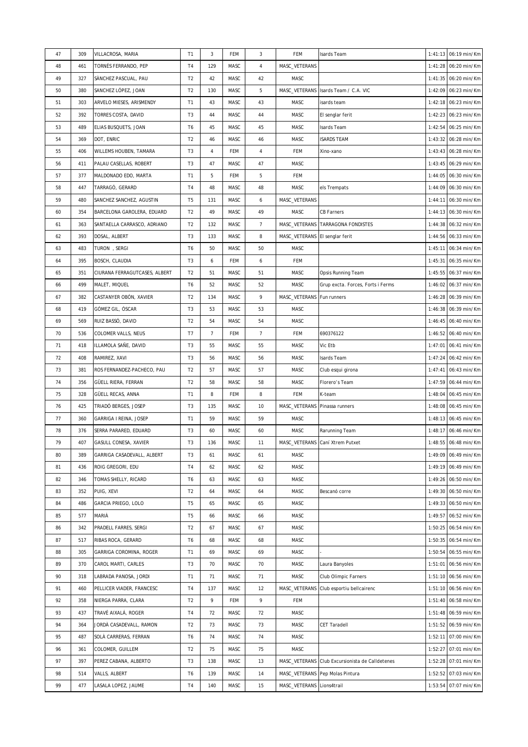| 47 | 309 | VILLACROSA, MARIA | T1 | 3 | FEM | 3 | FEM | Isards Team | 1:41:13 | 06:19 min/Km |
|---|---|---|---|---|---|---|---|---|---|---|
| 48 | 461 | TORNÉS FERRANDO, PEP | T4 | 129 | MASC | 4 | MASC_VETERANS | | 1:41:28 | 06:20 min/Km |
| 49 | 327 | SÀNCHEZ PASCUAL, PAU | T2 | 42 | MASC | 42 | MASC | | 1:41:35 | 06:20 min/Km |
| 50 | 380 | SANCHEZ LÓPEZ, JOAN | T2 | 130 | MASC | 5 | MASC_VETERANS | Isards Team / C.A. VIC | 1:42:09 | 06:23 min/Km |
| 51 | 303 | ARVELO MIESES, ARISMENDY | T1 | 43 | MASC | 43 | MASC | isards team | 1:42:18 | 06:23 min/Km |
| 52 | 392 | TORRES COSTA, DAVID | T3 | 44 | MASC | 44 | MASC | El senglar ferit | 1:42:23 | 06:23 min/Km |
| 53 | 489 | ELIAS BUSQUETS, JOAN | T6 | 45 | MASC | 45 | MASC | Isards Team | 1:42:54 | 06:25 min/Km |
| 54 | 369 | DOT, ENRIC | T2 | 46 | MASC | 46 | MASC | ISARDS TEAM | 1:43:32 | 06:28 min/Km |
| 55 | 406 | WILLEMS HOUBEN, TAMARA | T3 | 4 | FEM | 4 | FEM | Xino-xano | 1:43:43 | 06:28 min/Km |
| 56 | 411 | PALAU CASELLAS, ROBERT | T3 | 47 | MASC | 47 | MASC | | 1:43:45 | 06:29 min/Km |
| 57 | 377 | MALDONADO EDO, MARTA | T1 | 5 | FEM | 5 | FEM | | 1:44:05 | 06:30 min/Km |
| 58 | 447 | TARRAGÓ, GERARD | T4 | 48 | MASC | 48 | MASC | els Trempats | 1:44:09 | 06:30 min/Km |
| 59 | 480 | SANCHEZ SANCHEZ, AGUSTIN | T5 | 131 | MASC | 6 | MASC_VETERANS | | 1:44:11 | 06:30 min/Km |
| 60 | 354 | BARCELONA GAROLERA, EDUARD | T2 | 49 | MASC | 49 | MASC | CB Farners | 1:44:13 | 06:30 min/Km |
| 61 | 363 | SANTAELLA CARRASCO, ADRIANO | T2 | 132 | MASC | 7 | MASC_VETERANS | TARRAGONA FONDISTES | 1:44:38 | 06:32 min/Km |
| 62 | 393 | DOSAL, ALBERT | T3 | 133 | MASC | 8 | MASC_VETERANS | El senglar ferit | 1:44:56 | 06:33 min/Km |
| 63 | 483 | TURON , SERGI | T6 | 50 | MASC | 50 | MASC | | 1:45:11 | 06:34 min/Km |
| 64 | 395 | BOSCH, CLAUDIA | T3 | 6 | FEM | 6 | FEM | | 1:45:31 | 06:35 min/Km |
| 65 | 351 | CIURANA FERRAGUTCASES, ALBERT | T2 | 51 | MASC | 51 | MASC | Opsis Running Team | 1:45:55 | 06:37 min/Km |
| 66 | 499 | MALET, MIQUEL | T6 | 52 | MASC | 52 | MASC | Grup excta. Forces, Forts i Ferms | 1:46:02 | 06:37 min/Km |
| 67 | 382 | CASTANYER OBÓN, XAVIER | T2 | 134 | MASC | 9 | MASC_VETERANS | Fun runners | 1:46:28 | 06:39 min/Km |
| 68 | 419 | GÓMEZ GIL, ÓSCAR | T3 | 53 | MASC | 53 | MASC | | 1:46:38 | 06:39 min/Km |
| 69 | 569 | RUIZ BASSÓ, DAVID | T2 | 54 | MASC | 54 | MASC | | 1:46:45 | 06:40 min/Km |
| 70 | 536 | COLOMER VALLS, NEUS | T7 | 7 | FEM | 7 | FEM | 690376122 | 1:46:52 | 06:40 min/Km |
| 71 | 418 | ILLAMOLA SAÑE, DAVID | T3 | 55 | MASC | 55 | MASC | Vic Etb | 1:47:01 | 06:41 min/Km |
| 72 | 408 | RAMIREZ, XAVI | T3 | 56 | MASC | 56 | MASC | Isards Team | 1:47:24 | 06:42 min/Km |
| 73 | 381 | ROS FERNANDEZ-PACHECO, PAU | T2 | 57 | MASC | 57 | MASC | Club esqui girona | 1:47:41 | 06:43 min/Km |
| 74 | 356 | GÜELL RIERA, FERRAN | T2 | 58 | MASC | 58 | MASC | Florero's Team | 1:47:59 | 06:44 min/Km |
| 75 | 328 | GÜELL RECAS, ANNA | T1 | 8 | FEM | 8 | FEM | K-team | 1:48:04 | 06:45 min/Km |
| 76 | 425 | TRIADÓ BERGES, JOSEP | T3 | 135 | MASC | 10 | MASC_VETERANS | Pinassa runners | 1:48:08 | 06:45 min/Km |
| 77 | 360 | GARRIGA I REINA, JOSEP | T1 | 59 | MASC | 59 | MASC | | 1:48:13 | 06:45 min/Km |
| 78 | 376 | SERRA PARARED, EDUARD | T3 | 60 | MASC | 60 | MASC | Rarunning Team | 1:48:17 | 06:46 min/Km |
| 79 | 407 | GASULL CONESA, XAVIER | T3 | 136 | MASC | 11 | MASC_VETERANS | Caní Xtrem Putxet | 1:48:55 | 06:48 min/Km |
| 80 | 389 | GARRIGA CASADEVALL, ALBERT | T3 | 61 | MASC | 61 | MASC | | 1:49:09 | 06:49 min/Km |
| 81 | 436 | ROIG GREGORI, EDU | T4 | 62 | MASC | 62 | MASC | | 1:49:19 | 06:49 min/Km |
| 82 | 346 | TOMAS SHELLY, RICARD | T6 | 63 | MASC | 63 | MASC | | 1:49:26 | 06:50 min/Km |
| 83 | 352 | PUIG, XEVI | T2 | 64 | MASC | 64 | MASC | Bescanó corre | 1:49:30 | 06:50 min/Km |
| 84 | 486 | GARCIA PRIEGO, LOLO | T5 | 65 | MASC | 65 | MASC | | 1:49:33 | 06:50 min/Km |
| 85 | 577 | MARIÀ | T5 | 66 | MASC | 66 | MASC | | 1:49:57 | 06:52 min/Km |
| 86 | 342 | PRADELL FARRES, SERGI | T2 | 67 | MASC | 67 | MASC | | 1:50:25 | 06:54 min/Km |
| 87 | 517 | RIBAS ROCA, GERARD | T6 | 68 | MASC | 68 | MASC | | 1:50:35 | 06:54 min/Km |
| 88 | 305 | GARRIGA COROMINA, ROGER | T1 | 69 | MASC | 69 | MASC | - | 1:50:54 | 06:55 min/Km |
| 89 | 370 | CAROL MARTI, CARLES | T3 | 70 | MASC | 70 | MASC | Laura Banyoles | 1:51:01 | 06:56 min/Km |
| 90 | 318 | LABRADA PANOSA, JORDI | T1 | 71 | MASC | 71 | MASC | Club Olimpic Farners | 1:51:10 | 06:56 min/Km |
| 91 | 460 | PELLICER VIADER, FRANCESC | T4 | 137 | MASC | 12 | MASC_VETERANS | Club esportiu bellcairenc | 1:51:10 | 06:56 min/Km |
| 92 | 358 | NIERGA PARRA, CLARA | T2 | 9 | FEM | 9 | FEM | | 1:51:40 | 06:58 min/Km |
| 93 | 437 | TRAVÉ AIXALÀ, ROGER | T4 | 72 | MASC | 72 | MASC | | 1:51:48 | 06:59 min/Km |
| 94 | 364 | JORDÀ CASADEVALL, RAMON | T2 | 73 | MASC | 73 | MASC | CET Taradell | 1:51:52 | 06:59 min/Km |
| 95 | 487 | SOLÀ CARRERAS, FERRAN | T6 | 74 | MASC | 74 | MASC | | 1:52:11 | 07:00 min/Km |
| 96 | 361 | COLOMER, GUILLEM | T2 | 75 | MASC | 75 | MASC | | 1:52:27 | 07:01 min/Km |
| 97 | 397 | PEREZ CABANA, ALBERTO | T3 | 138 | MASC | 13 | MASC_VETERANS | Club Excursionista de Calldetenes | 1:52:28 | 07:01 min/Km |
| 98 | 514 | VALLS, ALBERT | T6 | 139 | MASC | 14 | MASC_VETERANS | Pep Molas Pintura | 1:52:52 | 07:03 min/Km |
| 99 | 477 | LASALA LOPEZ, JAUME | T4 | 140 | MASC | 15 | MASC_VETERANS | Lions4trail | 1:53:54 | 07:07 min/Km |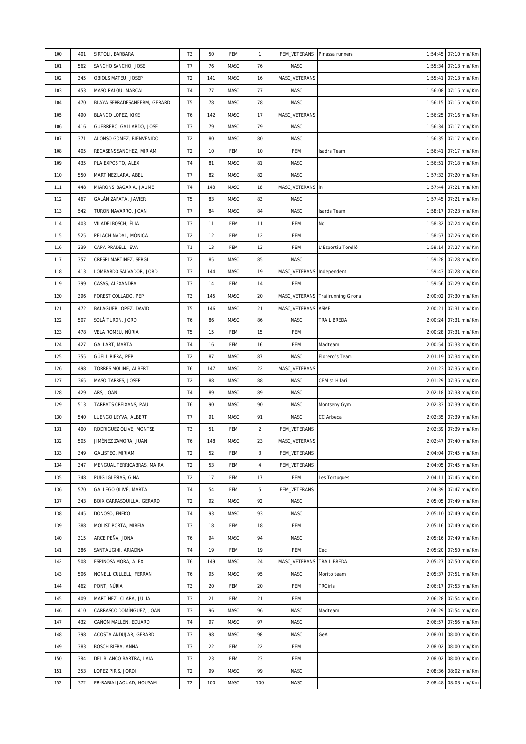| 100 | 401 | SIRTOLI, BARBARA | T3 | 50 | FEM | 1 | FEM_VETERANS | Pinassa runners | 1:54:45 | 07:10 min/Km |
|---|---|---|---|---|---|---|---|---|---|---|
| 101 | 562 | SANCHO SANCHO, JOSE | T7 | 76 | MASC | 76 | MASC | | 1:55:34 | 07:13 min/Km |
| 102 | 345 | OBIOLS MATEU, JOSEP | T2 | 141 | MASC | 16 | MASC_VETERANS | | 1:55:41 | 07:13 min/Km |
| 103 | 453 | MASÓ PALOU, MARÇAL | T4 | 77 | MASC | 77 | MASC | | 1:56:08 | 07:15 min/Km |
| 104 | 470 | BLAYA SERRADESANFERM, GERARD | T5 | 78 | MASC | 78 | MASC | | 1:56:15 | 07:15 min/Km |
| 105 | 490 | BLANCO LOPEZ, KIKE | T6 | 142 | MASC | 17 | MASC_VETERANS | | 1:56:25 | 07:16 min/Km |
| 106 | 416 | GUERRERO GALLARDO, JOSE | T3 | 79 | MASC | 79 | MASC | | 1:56:34 | 07:17 min/Km |
| 107 | 371 | ALONSO GOMEZ, BIENVENIDO | T2 | 80 | MASC | 80 | MASC | | 1:56:35 | 07:17 min/Km |
| 108 | 405 | RECASENS SANCHEZ, MIRIAM | T2 | 10 | FEM | 10 | FEM | Isadrs Team | 1:56:41 | 07:17 min/Km |
| 109 | 435 | PLA EXPOSITO, ALEX | T4 | 81 | MASC | 81 | MASC | | 1:56:51 | 07:18 min/Km |
| 110 | 550 | MARTÍNEZ LARA, ABEL | T7 | 82 | MASC | 82 | MASC | | 1:57:33 | 07:20 min/Km |
| 111 | 448 | MIARONS BAGARIA, JAUME | T4 | 143 | MASC | 18 | MASC_VETERANS | in | 1:57:44 | 07:21 min/Km |
| 112 | 467 | GALÁN ZAPATA, JAVIER | T5 | 83 | MASC | 83 | MASC | | 1:57:45 | 07:21 min/Km |
| 113 | 542 | TURON NAVARRO, JOAN | T7 | 84 | MASC | 84 | MASC | Isards Team | 1:58:17 | 07:23 min/Km |
| 114 | 403 | VILADELBOSCH, ÈLIA | T3 | 11 | FEM | 11 | FEM | No | 1:58:32 | 07:24 min/Km |
| 115 | 525 | PÈLACH NADAL, MÒNICA | T2 | 12 | FEM | 12 | FEM | | 1:58:57 | 07:26 min/Km |
| 116 | 339 | CAPA PRADELL, EVA | T1 | 13 | FEM | 13 | FEM | L'Esportiu Torelló | 1:59:14 | 07:27 min/Km |
| 117 | 357 | CRESPI MARTINEZ, SERGI | T2 | 85 | MASC | 85 | MASC | | 1:59:28 | 07:28 min/Km |
| 118 | 413 | LOMBARDO SALVADOR, JORDI | T3 | 144 | MASC | 19 | MASC_VETERANS | Independent | 1:59:43 | 07:28 min/Km |
| 119 | 399 | CASAS, ALEXANDRA | T3 | 14 | FEM | 14 | FEM | | 1:59:56 | 07:29 min/Km |
| 120 | 396 | FOREST COLLADO, PEP | T3 | 145 | MASC | 20 | MASC_VETERANS | Trailrunning Girona | 2:00:02 | 07:30 min/Km |
| 121 | 472 | BALAGUER LOPEZ, DAVID | T5 | 146 | MASC | 21 | MASC_VETERANS | ASME | 2:00:21 | 07:31 min/Km |
| 122 | 507 | SOLÀ TURÓN, JORDI | T6 | 86 | MASC | 86 | MASC | TRAIL BREDA | 2:00:24 | 07:31 min/Km |
| 123 | 478 | VELA ROMEU, NÚRIA | T5 | 15 | FEM | 15 | FEM | | 2:00:28 | 07:31 min/Km |
| 124 | 427 | GALLART, MARTA | T4 | 16 | FEM | 16 | FEM | Madteam | 2:00:54 | 07:33 min/Km |
| 125 | 355 | GÜELL RIERA, PEP | T2 | 87 | MASC | 87 | MASC | Florero's Team | 2:01:19 | 07:34 min/Km |
| 126 | 498 | TORRES MOLINE, ALBERT | T6 | 147 | MASC | 22 | MASC_VETERANS | | 2:01:23 | 07:35 min/Km |
| 127 | 365 | MASO TARRES, JOSEP | T2 | 88 | MASC | 88 | MASC | CEM st.Hilari | 2:01:29 | 07:35 min/Km |
| 128 | 429 | ARS, JOAN | T4 | 89 | MASC | 89 | MASC | | 2:02:18 | 07:38 min/Km |
| 129 | 513 | TARRATS CREIXANS, PAU | T6 | 90 | MASC | 90 | MASC | Montseny Gym | 2:02:33 | 07:39 min/Km |
| 130 | 540 | LUENGO LEYVA, ALBERT | T7 | 91 | MASC | 91 | MASC | CC Arbeca | 2:02:35 | 07:39 min/Km |
| 131 | 400 | RODRIGUEZ OLIVE, MONTSE | T3 | 51 | FEM | 2 | FEM_VETERANS | | 2:02:39 | 07:39 min/Km |
| 132 | 505 | JIMÉNEZ ZAMORA, JUAN | T6 | 148 | MASC | 23 | MASC_VETERANS | | 2:02:47 | 07:40 min/Km |
| 133 | 349 | GALISTEO, MIRIAM | T2 | 52 | FEM | 3 | FEM_VETERANS | | 2:04:04 | 07:45 min/Km |
| 134 | 347 | MENGUAL TERRICABRAS, MAIRA | T2 | 53 | FEM | 4 | FEM_VETERANS | | 2:04:05 | 07:45 min/Km |
| 135 | 348 | PUIG IGLESIAS, GINA | T2 | 17 | FEM | 17 | FEM | Les Tortugues | 2:04:11 | 07:45 min/Km |
| 136 | 570 | GALLEGO OLIVÉ, MARTA | T4 | 54 | FEM | 5 | FEM_VETERANS | | 2:04:39 | 07:47 min/Km |
| 137 | 343 | BOIX CARRASQUILLA, GERARD | T2 | 92 | MASC | 92 | MASC | | 2:05:05 | 07:49 min/Km |
| 138 | 445 | DONOSO, ENEKO | T4 | 93 | MASC | 93 | MASC | | 2:05:10 | 07:49 min/Km |
| 139 | 388 | MOLIST PORTA, MIREIA | T3 | 18 | FEM | 18 | FEM | | 2:05:16 | 07:49 min/Km |
| 140 | 315 | ARCE PEÑA, JONA | T6 | 94 | MASC | 94 | MASC | | 2:05:16 | 07:49 min/Km |
| 141 | 386 | SANTAUGINI, ARIADNA | T4 | 19 | FEM | 19 | FEM | Cec | 2:05:20 | 07:50 min/Km |
| 142 | 508 | ESPINOSA MORA, ALEX | T6 | 149 | MASC | 24 | MASC_VETERANS | TRAIL BREDA | 2:05:27 | 07:50 min/Km |
| 143 | 506 | NONELL CULLELL, FERRAN | T6 | 95 | MASC | 95 | MASC | Morito team | 2:05:37 | 07:51 min/Km |
| 144 | 462 | PONT, NÚRIA | T3 | 20 | FEM | 20 | FEM | TRGirls | 2:06:17 | 07:53 min/Km |
| 145 | 409 | MARTÍNEZ I CLARÀ, JÚLIA | T3 | 21 | FEM | 21 | FEM | | 2:06:28 | 07:54 min/Km |
| 146 | 410 | CARRASCO DOMÍNGUEZ, JOAN | T3 | 96 | MASC | 96 | MASC | Madteam | 2:06:29 | 07:54 min/Km |
| 147 | 432 | CAÑÓN MALLÉN, EDUARD | T4 | 97 | MASC | 97 | MASC | | 2:06:57 | 07:56 min/Km |
| 148 | 398 | ACOSTA ANDUJAR, GERARD | T3 | 98 | MASC | 98 | MASC | GeA | 2:08:01 | 08:00 min/Km |
| 149 | 383 | BOSCH RIERA, ANNA | T3 | 22 | FEM | 22 | FEM | | 2:08:02 | 08:00 min/Km |
| 150 | 384 | DEL BLANCO BARTRA, LAIA | T3 | 23 | FEM | 23 | FEM | | 2:08:02 | 08:00 min/Km |
| 151 | 353 | LOPEZ PIRIS, JORDI | T2 | 99 | MASC | 99 | MASC | | 2:08:36 | 08:02 min/Km |
| 152 | 372 | ER-RABIAI JAOUAD, HOUSAM | T2 | 100 | MASC | 100 | MASC | | 2:08:48 | 08:03 min/Km |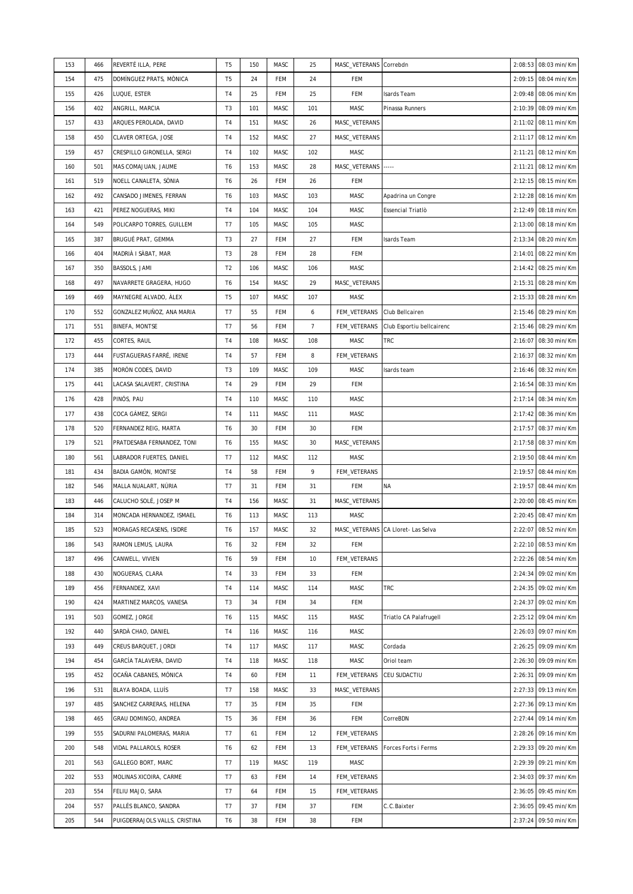| 153 | 466 | REVERTÉ ILLA, PERE | T5 | 150 | MASC | 25 | MASC_VETERANS | Correbdn | 2:08:53 | 08:03 min/Km |
|---|---|---|---|---|---|---|---|---|---|---|
| 154 | 475 | DOMÍNGUEZ PRATS, MÒNICA | T5 | 24 | FEM | 24 | FEM | | 2:09:15 | 08:04 min/Km |
| 155 | 426 | LUQUE, ESTER | T4 | 25 | FEM | 25 | FEM | Isards Team | 2:09:48 | 08:06 min/Km |
| 156 | 402 | ANGRILL, MARCIA | T3 | 101 | MASC | 101 | MASC | Pinassa Runners | 2:10:39 | 08:09 min/Km |
| 157 | 433 | ARQUES PEROLADA, DAVID | T4 | 151 | MASC | 26 | MASC_VETERANS | | 2:11:02 | 08:11 min/Km |
| 158 | 450 | CLAVER ORTEGA, JOSE | T4 | 152 | MASC | 27 | MASC_VETERANS | | 2:11:17 | 08:12 min/Km |
| 159 | 457 | CRESPILLO GIRONELLA, SERGI | T4 | 102 | MASC | 102 | MASC | | 2:11:21 | 08:12 min/Km |
| 160 | 501 | MAS COMAJUAN, JAUME | T6 | 153 | MASC | 28 | MASC_VETERANS | ----- | 2:11:21 | 08:12 min/Km |
| 161 | 519 | NOELL CANALETA, SÒNIA | T6 | 26 | FEM | 26 | FEM | | 2:12:15 | 08:15 min/Km |
| 162 | 492 | CANSADO JIMENES, FERRAN | T6 | 103 | MASC | 103 | MASC | Apadrina un Congre | 2:12:28 | 08:16 min/Km |
| 163 | 421 | PEREZ NOGUERAS, MIKI | T4 | 104 | MASC | 104 | MASC | Essencial Triatlò | 2:12:49 | 08:18 min/Km |
| 164 | 549 | POLICARPO TORRES, GUILLEM | T7 | 105 | MASC | 105 | MASC | | 2:13:00 | 08:18 min/Km |
| 165 | 387 | BRUGUÉ PRAT, GEMMA | T3 | 27 | FEM | 27 | FEM | Isards Team | 2:13:34 | 08:20 min/Km |
| 166 | 404 | MADRIÀ I SÀBAT, MAR | T3 | 28 | FEM | 28 | FEM | | 2:14:01 | 08:22 min/Km |
| 167 | 350 | BASSOLS, JAMI | T2 | 106 | MASC | 106 | MASC | | 2:14:42 | 08:25 min/Km |
| 168 | 497 | NAVARRETE GRAGERA, HUGO | T6 | 154 | MASC | 29 | MASC_VETERANS | | 2:15:31 | 08:28 min/Km |
| 169 | 469 | MAYNEGRE ALVADO, ÀLEX | T5 | 107 | MASC | 107 | MASC | | 2:15:33 | 08:28 min/Km |
| 170 | 552 | GONZALEZ MUÑOZ, ANA MARIA | T7 | 55 | FEM | 6 | FEM_VETERANS | Club Bellcairen | 2:15:46 | 08:29 min/Km |
| 171 | 551 | BINEFA, MONTSE | T7 | 56 | FEM | 7 | FEM_VETERANS | Club Esportiu bellcairenc | 2:15:46 | 08:29 min/Km |
| 172 | 455 | CORTES, RAUL | T4 | 108 | MASC | 108 | MASC | TRC | 2:16:07 | 08:30 min/Km |
| 173 | 444 | FUSTAGUERAS FARRÉ, IRENE | T4 | 57 | FEM | 8 | FEM_VETERANS | | 2:16:37 | 08:32 min/Km |
| 174 | 385 | MORÓN CODES, DAVID | T3 | 109 | MASC | 109 | MASC | Isards team | 2:16:46 | 08:32 min/Km |
| 175 | 441 | LACASA SALAVERT, CRISTINA | T4 | 29 | FEM | 29 | FEM | | 2:16:54 | 08:33 min/Km |
| 176 | 428 | PINÓS, PAU | T4 | 110 | MASC | 110 | MASC | | 2:17:14 | 08:34 min/Km |
| 177 | 438 | COCA GÁMEZ, SERGI | T4 | 111 | MASC | 111 | MASC | | 2:17:42 | 08:36 min/Km |
| 178 | 520 | FERNANDEZ REIG, MARTA | T6 | 30 | FEM | 30 | FEM | | 2:17:57 | 08:37 min/Km |
| 179 | 521 | PRATDESABA FERNANDEZ, TONI | T6 | 155 | MASC | 30 | MASC_VETERANS | | 2:17:58 | 08:37 min/Km |
| 180 | 561 | LABRADOR FUERTES, DANIEL | T7 | 112 | MASC | 112 | MASC | | 2:19:50 | 08:44 min/Km |
| 181 | 434 | BADIA GAMÓN, MONTSE | T4 | 58 | FEM | 9 | FEM_VETERANS | | 2:19:57 | 08:44 min/Km |
| 182 | 546 | MALLA NUALART, NÚRIA | T7 | 31 | FEM | 31 | FEM | NA | 2:19:57 | 08:44 min/Km |
| 183 | 446 | CALUCHO SOLÉ, JOSEP M | T4 | 156 | MASC | 31 | MASC_VETERANS | | 2:20:00 | 08:45 min/Km |
| 184 | 314 | MONCADA HERNANDEZ, ISMAEL | T6 | 113 | MASC | 113 | MASC | | 2:20:45 | 08:47 min/Km |
| 185 | 523 | MORAGAS RECASENS, ISIDRE | T6 | 157 | MASC | 32 | MASC_VETERANS | CA Lloret- Las Selva | 2:22:07 | 08:52 min/Km |
| 186 | 543 | RAMON LEMUS, LAURA | T6 | 32 | FEM | 32 | FEM | | 2:22:10 | 08:53 min/Km |
| 187 | 496 | CANWELL, VIVIEN | T6 | 59 | FEM | 10 | FEM_VETERANS | | 2:22:26 | 08:54 min/Km |
| 188 | 430 | NOGUERAS, CLARA | T4 | 33 | FEM | 33 | FEM | | 2:24:34 | 09:02 min/Km |
| 189 | 456 | FERNANDEZ, XAVI | T4 | 114 | MASC | 114 | MASC | TRC | 2:24:35 | 09:02 min/Km |
| 190 | 424 | MARTINEZ MARCOS, VANESA | T3 | 34 | FEM | 34 | FEM | | 2:24:37 | 09:02 min/Km |
| 191 | 503 | GOMEZ, JORGE | T6 | 115 | MASC | 115 | MASC | Triatlo CA Palafrugell | 2:25:12 | 09:04 min/Km |
| 192 | 440 | SARDÀ CHAO, DANIEL | T4 | 116 | MASC | 116 | MASC | | 2:26:03 | 09:07 min/Km |
| 193 | 449 | CREUS BARQUET, JORDI | T4 | 117 | MASC | 117 | MASC | Cordada | 2:26:25 | 09:09 min/Km |
| 194 | 454 | GARCÍA TALAVERA, DAVID | T4 | 118 | MASC | 118 | MASC | Oriol team | 2:26:30 | 09:09 min/Km |
| 195 | 452 | OCAÑA CABANES, MÓNICA | T4 | 60 | FEM | 11 | FEM_VETERANS | CEU SUDACTIU | 2:26:31 | 09:09 min/Km |
| 196 | 531 | BLAYA BOADA, LLUÍS | T7 | 158 | MASC | 33 | MASC_VETERANS | | 2:27:33 | 09:13 min/Km |
| 197 | 485 | SANCHEZ CARRERAS, HELENA | T7 | 35 | FEM | 35 | FEM | | 2:27:36 | 09:13 min/Km |
| 198 | 465 | GRAU DOMINGO, ANDREA | T5 | 36 | FEM | 36 | FEM | CorreBDN | 2:27:44 | 09:14 min/Km |
| 199 | 555 | SADURNI PALOMERAS, MARIA | T7 | 61 | FEM | 12 | FEM_VETERANS | | 2:28:26 | 09:16 min/Km |
| 200 | 548 | VIDAL PALLAROLS, ROSER | T6 | 62 | FEM | 13 | FEM_VETERANS | Forces Forts i Ferms | 2:29:33 | 09:20 min/Km |
| 201 | 563 | GALLEGO BORT, MARC | T7 | 119 | MASC | 119 | MASC | | 2:29:39 | 09:21 min/Km |
| 202 | 553 | MOLINAS XICOIRA, CARME | T7 | 63 | FEM | 14 | FEM_VETERANS | | 2:34:03 | 09:37 min/Km |
| 203 | 554 | FELIU MAJO, SARA | T7 | 64 | FEM | 15 | FEM_VETERANS | | 2:36:05 | 09:45 min/Km |
| 204 | 557 | PALLÉS BLANCO, SANDRA | T7 | 37 | FEM | 37 | FEM | C.C.Baixter | 2:36:05 | 09:45 min/Km |
| 205 | 544 | PUIGDERRAJOLS VALLS, CRISTINA | T6 | 38 | FEM | 38 | FEM | | 2:37:24 | 09:50 min/Km |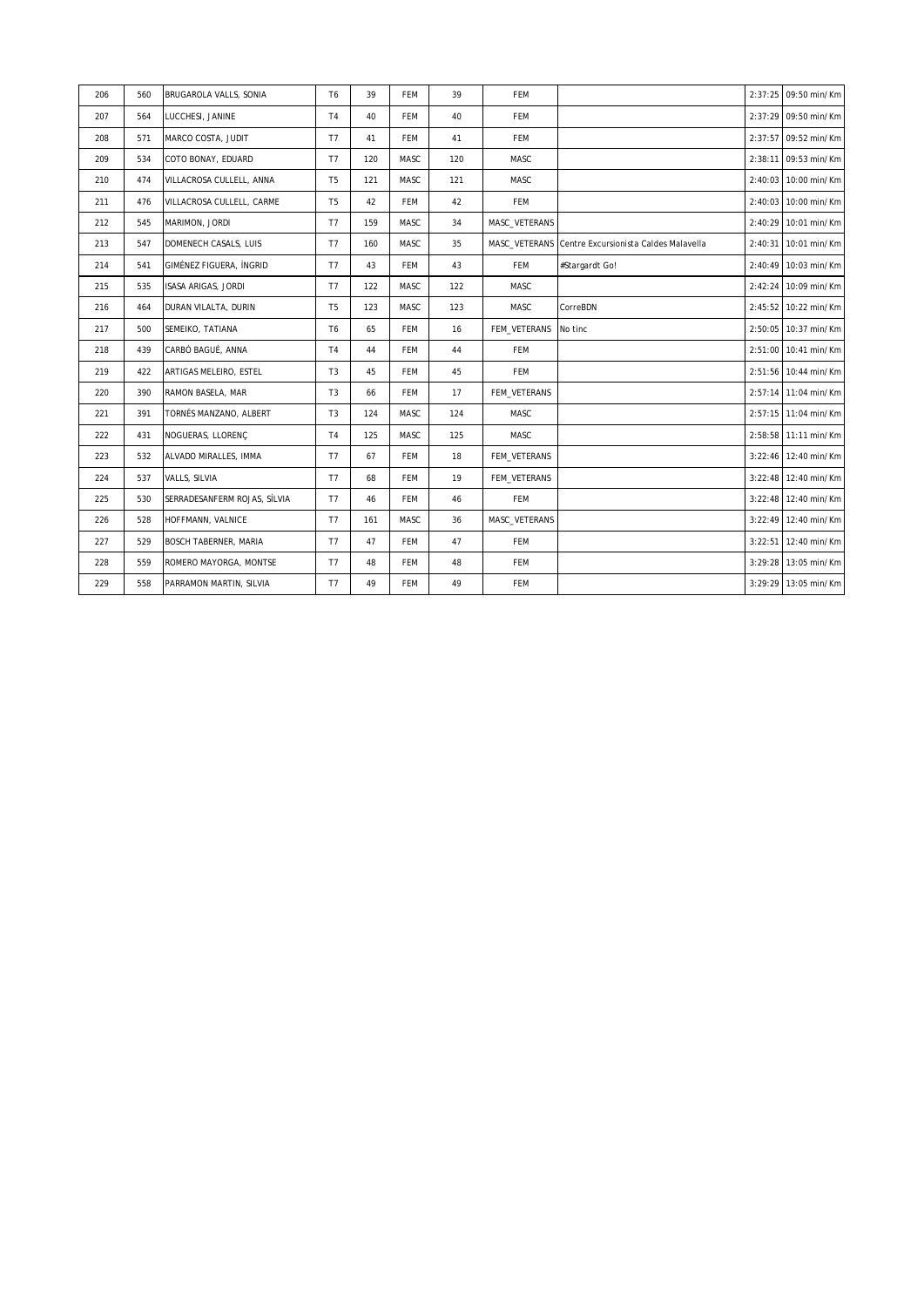| | | | | | | | | | | |
|---|---|---|---|---|---|---|---|---|---|---|
| 206 | 560 | BRUGAROLA VALLS, SONIA | T6 | 39 | FEM | 39 | FEM | | 2:37:25 | 09:50 min/Km |
| 207 | 564 | LUCCHESI, JANINE | T4 | 40 | FEM | 40 | FEM | | 2:37:29 | 09:50 min/Km |
| 208 | 571 | MARCO COSTA, JUDIT | T7 | 41 | FEM | 41 | FEM | | 2:37:57 | 09:52 min/Km |
| 209 | 534 | COTO BONAY, EDUARD | T7 | 120 | MASC | 120 | MASC | | 2:38:11 | 09:53 min/Km |
| 210 | 474 | VILLACROSA CULLELL, ANNA | T5 | 121 | MASC | 121 | MASC | | 2:40:03 | 10:00 min/Km |
| 211 | 476 | VILLACROSA CULLELL, CARME | T5 | 42 | FEM | 42 | FEM | | 2:40:03 | 10:00 min/Km |
| 212 | 545 | MARIMON, JORDI | T7 | 159 | MASC | 34 | MASC_VETERANS | | 2:40:29 | 10:01 min/Km |
| 213 | 547 | DOMENECH CASALS, LUIS | T7 | 160 | MASC | 35 | MASC_VETERANS | Centre Excursionista Caldes Malavella | 2:40:31 | 10:01 min/Km |
| 214 | 541 | GIMÉNEZ FIGUERA, ÍNGRID | T7 | 43 | FEM | 43 | FEM | #Stargardt Go! | 2:40:49 | 10:03 min/Km |
| 215 | 535 | ISASA ARIGAS, JORDI | T7 | 122 | MASC | 122 | MASC | | 2:42:24 | 10:09 min/Km |
| 216 | 464 | DURAN VILALTA, DURIN | T5 | 123 | MASC | 123 | MASC | CorreBDN | 2:45:52 | 10:22 min/Km |
| 217 | 500 | SEMEIKO, TATIANA | T6 | 65 | FEM | 16 | FEM_VETERANS | No tinc | 2:50:05 | 10:37 min/Km |
| 218 | 439 | CARBÓ BAGUÉ, ANNA | T4 | 44 | FEM | 44 | FEM | | 2:51:00 | 10:41 min/Km |
| 219 | 422 | ARTIGAS MELEIRO, ESTEL | T3 | 45 | FEM | 45 | FEM | | 2:51:56 | 10:44 min/Km |
| 220 | 390 | RAMON BASELA, MAR | T3 | 66 | FEM | 17 | FEM_VETERANS | | 2:57:14 | 11:04 min/Km |
| 221 | 391 | TORNÉS MANZANO, ALBERT | T3 | 124 | MASC | 124 | MASC | | 2:57:15 | 11:04 min/Km |
| 222 | 431 | NOGUERAS, LLORENÇ | T4 | 125 | MASC | 125 | MASC | | 2:58:58 | 11:11 min/Km |
| 223 | 532 | ALVADO MIRALLES, IMMA | T7 | 67 | FEM | 18 | FEM_VETERANS | | 3:22:46 | 12:40 min/Km |
| 224 | 537 | VALLS, SILVIA | T7 | 68 | FEM | 19 | FEM_VETERANS | | 3:22:48 | 12:40 min/Km |
| 225 | 530 | SERRADESANFERM ROJAS, SÍLVIA | T7 | 46 | FEM | 46 | FEM | | 3:22:48 | 12:40 min/Km |
| 226 | 528 | HOFFMANN, VALNICE | T7 | 161 | MASC | 36 | MASC_VETERANS | | 3:22:49 | 12:40 min/Km |
| 227 | 529 | BOSCH TABERNER, MARIA | T7 | 47 | FEM | 47 | FEM | | 3:22:51 | 12:40 min/Km |
| 228 | 559 | ROMERO MAYORGA, MONTSE | T7 | 48 | FEM | 48 | FEM | | 3:29:28 | 13:05 min/Km |
| 229 | 558 | PARRAMON MARTIN, SILVIA | T7 | 49 | FEM | 49 | FEM | | 3:29:29 | 13:05 min/Km |